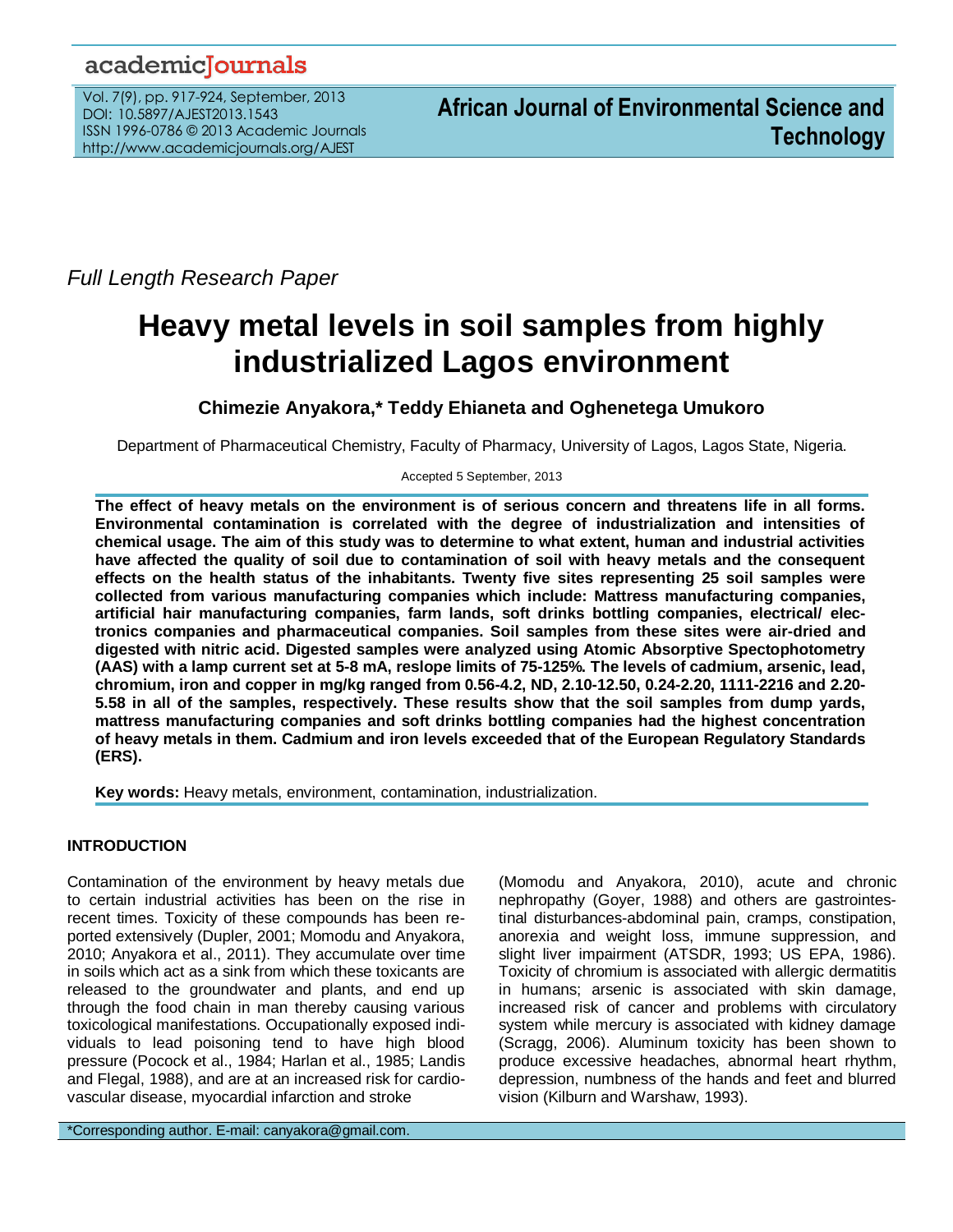*Full Length Research Paper*

# Heavy metal levels in soil samples from highly industrialized Lagos environment

**Chimezie Anyakora,* Teddy Ehianeta and Oghenetega Umukoro**

Department of Pharmaceutical Chemistry, Faculty of Pharmacy, University of Lagos, Lagos State, Nigeria.

Accepted 5 September, 2013

**The effect of heavy metals on the environment is of serious concern and threatens life in all forms. Environmental contamination is correlated with the degree of industrialization and intensities of chemical usage. The aim of this study was to determine to what extent, human and industrial activities have affected the quality of soil due to contamination of soil with heavy metals and the consequent effects on the health status of the inhabitants. Twenty five sites representing 25 soil samples were collected from various manufacturing companies which include: Mattress manufacturing companies, artificial hair manufacturing companies, farm lands, soft drinks bottling companies, electrical/ electronics companies and pharmaceutical companies. Soil samples from these sites were air-dried and digested with nitric acid. Digested samples were analyzed using Atomic Absorptive Spectophotometry (AAS) with a lamp current set at 5-8 mA, reslope limits of 75-125%. The levels of cadmium, arsenic, lead, chromium, iron and copper in mg/kg ranged from 0.56-4.2, ND, 2.10-12.50, 0.24-2.20, 1111-2216 and 2.20-5.58 in all of the samples, respectively. These results show that the soil samples from dump yards, mattress manufacturing companies and soft drinks bottling companies had the highest concentration of heavy metals in them. Cadmium and iron levels exceeded that of the European Regulatory Standards (ERS).**

**Key words:** Heavy metals, environment, contamination, industrialization.

## INTRODUCTION

Contamination of the environment by heavy metals due to certain industrial activities has been on the rise in recent times. Toxicity of these compounds has been reported extensively (Dupler, 2001; Momodu and Anyakora, 2010; Anyakora et al., 2011). They accumulate over time in soils which act as a sink from which these toxicants are released to the groundwater and plants, and end up through the food chain in man thereby causing various toxicological manifestations. Occupationally exposed individuals to lead poisoning tend to have high blood pressure (Pocock et al., 1984; Harlan et al., 1985; Landis and Flegal, 1988), and are at an increased risk for cardiovascular disease, myocardial infarction and stroke (Momodu and Anyakora, 2010), acute and chronic nephropathy (Goyer, 1988) and others are gastrointestinal disturbances-abdominal pain, cramps, constipation, anorexia and weight loss, immune suppression, and slight liver impairment (ATSDR, 1993; US EPA, 1986). Toxicity of chromium is associated with allergic dermatitis in humans; arsenic is associated with skin damage, increased risk of cancer and problems with circulatory system while mercury is associated with kidney damage (Scragg, 2006). Aluminum toxicity has been shown to produce excessive headaches, abnormal heart rhythm, depression, numbness of the hands and feet and blurred vision (Kilburn and Warshaw, 1993).

*Corresponding author. E-mail: canyakora@gmail.com.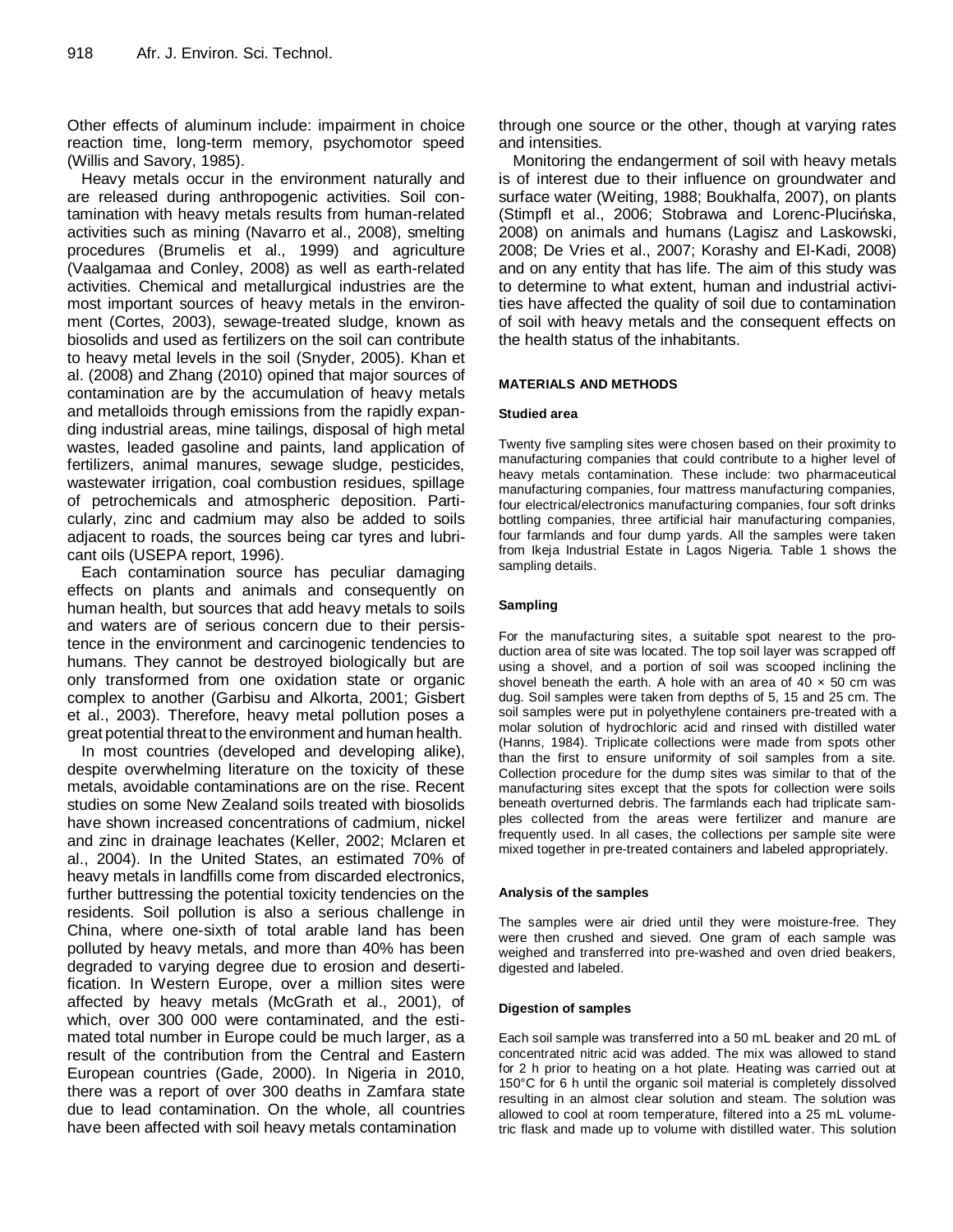Other effects of aluminum include: impairment in choice reaction time, long-term memory, psychomotor speed (Willis and Savory, 1985).

Heavy metals occur in the environment naturally and are released during anthropogenic activities. Soil contamination with heavy metals results from human-related activities such as mining (Navarro et al., 2008), smelting procedures (Brumelis et al., 1999) and agriculture (Vaalgamaa and Conley, 2008) as well as earth-related activities. Chemical and metallurgical industries are the most important sources of heavy metals in the environment (Cortes, 2003), sewage-treated sludge, known as biosolids and used as fertilizers on the soil can contribute to heavy metal levels in the soil (Snyder, 2005). Khan et al. (2008) and Zhang (2010) opined that major sources of contamination are by the accumulation of heavy metals and metalloids through emissions from the rapidly expanding industrial areas, mine tailings, disposal of high metal wastes, leaded gasoline and paints, land application of fertilizers, animal manures, sewage sludge, pesticides, wastewater irrigation, coal combustion residues, spillage of petrochemicals and atmospheric deposition. Particularly, zinc and cadmium may also be added to soils adjacent to roads, the sources being car tyres and lubricant oils (USEPA report, 1996).

Each contamination source has peculiar damaging effects on plants and animals and consequently on human health, but sources that add heavy metals to soils and waters are of serious concern due to their persistence in the environment and carcinogenic tendencies to humans. They cannot be destroyed biologically but are only transformed from one oxidation state or organic complex to another (Garbisu and Alkorta, 2001; Gisbert et al., 2003). Therefore, heavy metal pollution poses a great potential threat to the environment and human health.

In most countries (developed and developing alike), despite overwhelming literature on the toxicity of these metals, avoidable contaminations are on the rise. Recent studies on some New Zealand soils treated with biosolids have shown increased concentrations of cadmium, nickel and zinc in drainage leachates (Keller, 2002; Mclaren et al., 2004). In the United States, an estimated 70% of heavy metals in landfills come from discarded electronics, further buttressing the potential toxicity tendencies on the residents. Soil pollution is also a serious challenge in China, where one-sixth of total arable land has been polluted by heavy metals, and more than 40% has been degraded to varying degree due to erosion and desertification. In Western Europe, over a million sites were affected by heavy metals (McGrath et al., 2001), of which, over 300 000 were contaminated, and the estimated total number in Europe could be much larger, as a result of the contribution from the Central and Eastern European countries (Gade, 2000). In Nigeria in 2010, there was a report of over 300 deaths in Zamfara state due to lead contamination. On the whole, all countries have been affected with soil heavy metals contamination through one source or the other, though at varying rates and intensities.

Monitoring the endangerment of soil with heavy metals is of interest due to their influence on groundwater and surface water (Weiting, 1988; Boukhalfa, 2007), on plants (Stimpfl et al., 2006; Stobrawa and Lorenc-Plucińska, 2008) on animals and humans (Lagisz and Laskowski, 2008; De Vries et al., 2007; Korashy and El-Kadi, 2008) and on any entity that has life. The aim of this study was to determine to what extent, human and industrial activities have affected the quality of soil due to contamination of soil with heavy metals and the consequent effects on the health status of the inhabitants.

## MATERIALS AND METHODS

### Studied area

Twenty five sampling sites were chosen based on their proximity to manufacturing companies that could contribute to a higher level of heavy metals contamination. These include: two pharmaceutical manufacturing companies, four mattress manufacturing companies, four electrical/electronics manufacturing companies, four soft drinks bottling companies, three artificial hair manufacturing companies, four farmlands and four dump yards. All the samples were taken from Ikeja Industrial Estate in Lagos Nigeria. Table 1 shows the sampling details.

### Sampling

For the manufacturing sites, a suitable spot nearest to the production area of site was located. The top soil layer was scrapped off using a shovel, and a portion of soil was scooped inclining the shovel beneath the earth. A hole with an area of 40 × 50 cm was dug. Soil samples were taken from depths of 5, 15 and 25 cm. The soil samples were put in polyethylene containers pre-treated with a molar solution of hydrochloric acid and rinsed with distilled water (Hanns, 1984). Triplicate collections were made from spots other than the first to ensure uniformity of soil samples from a site. Collection procedure for the dump sites was similar to that of the manufacturing sites except that the spots for collection were soils beneath overturned debris. The farmlands each had triplicate samples collected from the areas were fertilizer and manure are frequently used. In all cases, the collections per sample site were mixed together in pre-treated containers and labeled appropriately.

### Analysis of the samples

The samples were air dried until they were moisture-free. They were then crushed and sieved. One gram of each sample was weighed and transferred into pre-washed and oven dried beakers, digested and labeled.

### Digestion of samples

Each soil sample was transferred into a 50 mL beaker and 20 mL of concentrated nitric acid was added. The mix was allowed to stand for 2 h prior to heating on a hot plate. Heating was carried out at 150°C for 6 h until the organic soil material is completely dissolved resulting in an almost clear solution and steam. The solution was allowed to cool at room temperature, filtered into a 25 mL volumetric flask and made up to volume with distilled water. This solution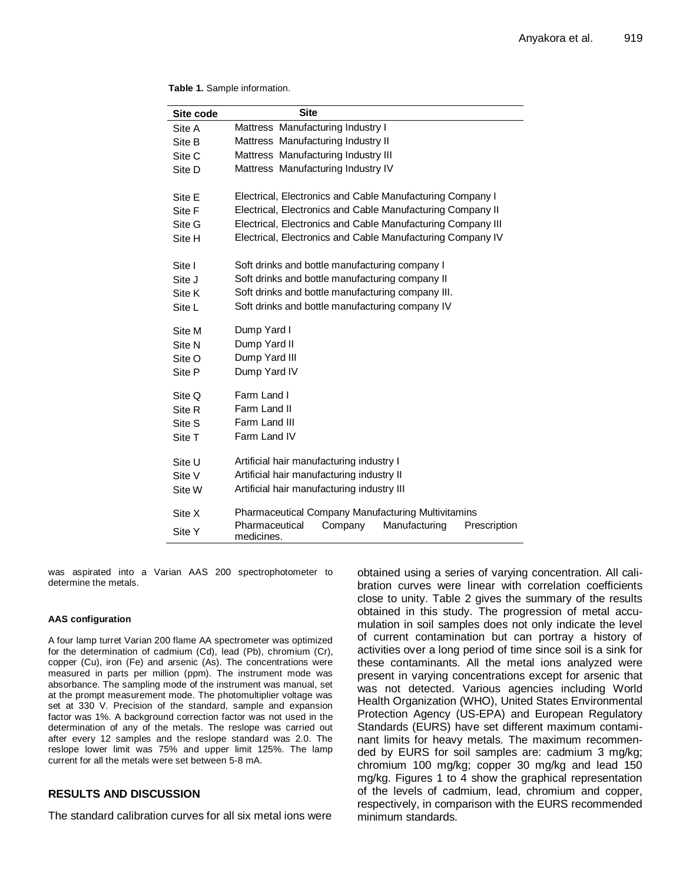**Table 1.** Sample information.

| Site code | Site |
|---|---|
| Site A | Mattress Manufacturing Industry I |
| Site B | Mattress Manufacturing Industry II |
| Site C | Mattress Manufacturing Industry III |
| Site D | Mattress Manufacturing Industry IV |
| Site E | Electrical, Electronics and Cable Manufacturing Company I |
| Site F | Electrical, Electronics and Cable Manufacturing Company II |
| Site G | Electrical, Electronics and Cable Manufacturing Company III |
| Site H | Electrical, Electronics and Cable Manufacturing Company IV |
| Site I | Soft drinks and bottle manufacturing company I |
| Site J | Soft drinks and bottle manufacturing company II |
| Site K | Soft drinks and bottle manufacturing company III. |
| Site L | Soft drinks and bottle manufacturing company IV |
| Site M | Dump Yard I |
| Site N | Dump Yard II |
| Site O | Dump Yard III |
| Site P | Dump Yard IV |
| Site Q | Farm Land I |
| Site R | Farm Land II |
| Site S | Farm Land III |
| Site T | Farm Land IV |
| Site U | Artificial hair manufacturing industry I |
| Site V | Artificial hair manufacturing industry II |
| Site W | Artificial hair manufacturing industry III |
| Site X | Pharmaceutical Company Manufacturing Multivitamins |
| Site Y | Pharmaceutical Company Manufacturing Prescription medicines. |

was aspirated into a Varian AAS 200 spectrophotometer to determine the metals.

#### AAS configuration

A four lamp turret Varian 200 flame AA spectrometer was optimized for the determination of cadmium (Cd), lead (Pb), chromium (Cr), copper (Cu), iron (Fe) and arsenic (As). The concentrations were measured in parts per million (ppm). The instrument mode was absorbance. The sampling mode of the instrument was manual, set at the prompt measurement mode. The photomultiplier voltage was set at 330 V. Precision of the standard, sample and expansion factor was 1%. A background correction factor was not used in the determination of any of the metals. The reslope was carried out after every 12 samples and the reslope standard was 2.0. The reslope lower limit was 75% and upper limit 125%. The lamp current for all the metals were set between 5-8 mA.

## RESULTS AND DISCUSSION

The standard calibration curves for all six metal ions were obtained using a series of varying concentration. All calibration curves were linear with correlation coefficients close to unity. Table 2 gives the summary of the results obtained in this study. The progression of metal accumulation in soil samples does not only indicate the level of current contamination but can portray a history of activities over a long period of time since soil is a sink for these contaminants. All the metal ions analyzed were present in varying concentrations except for arsenic that was not detected. Various agencies including World Health Organization (WHO), United States Environmental Protection Agency (US-EPA) and European Regulatory Standards (EURS) have set different maximum contaminant limits for heavy metals. The maximum recommended by EURS for soil samples are: cadmium 3 mg/kg; chromium 100 mg/kg; copper 30 mg/kg and lead 150 mg/kg. Figures 1 to 4 show the graphical representation of the levels of cadmium, lead, chromium and copper, respectively, in comparison with the EURS recommended minimum standards.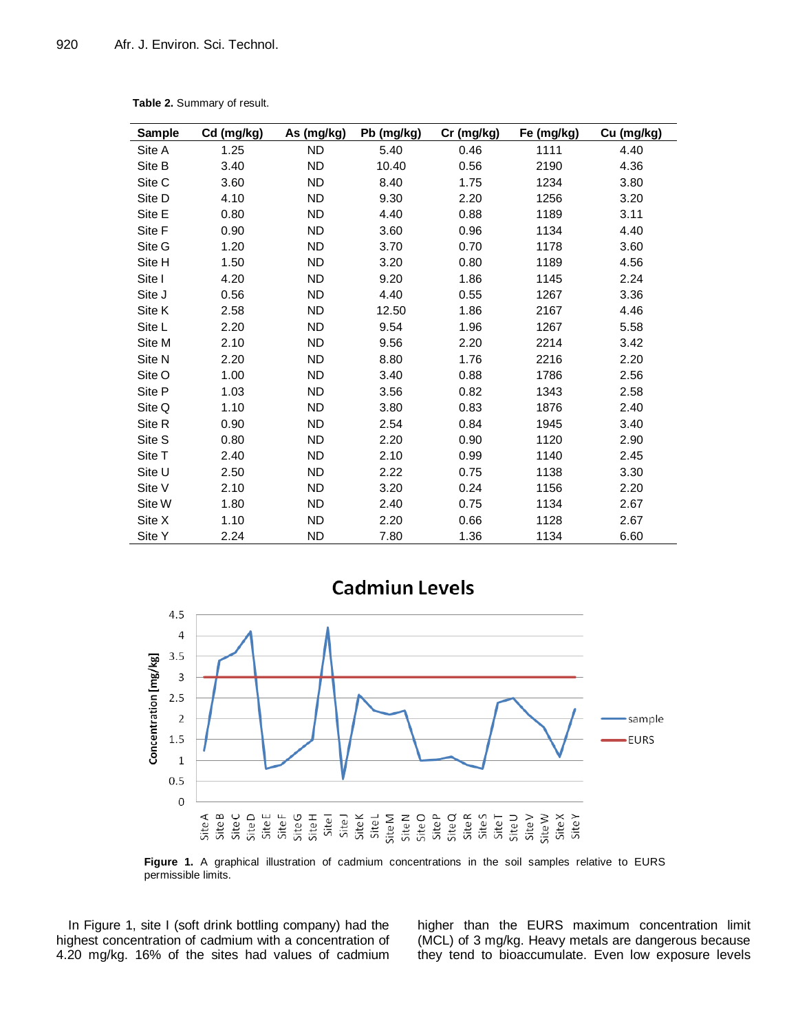**Table 2.** Summary of result.

| Sample | Cd (mg/kg) | As (mg/kg) | Pb (mg/kg) | Cr (mg/kg) | Fe (mg/kg) | Cu (mg/kg) |
|---|---|---|---|---|---|---|
| Site A | 1.25 | ND | 5.40 | 0.46 | 1111 | 4.40 |
| Site B | 3.40 | ND | 10.40 | 0.56 | 2190 | 4.36 |
| Site C | 3.60 | ND | 8.40 | 1.75 | 1234 | 3.80 |
| Site D | 4.10 | ND | 9.30 | 2.20 | 1256 | 3.20 |
| Site E | 0.80 | ND | 4.40 | 0.88 | 1189 | 3.11 |
| Site F | 0.90 | ND | 3.60 | 0.96 | 1134 | 4.40 |
| Site G | 1.20 | ND | 3.70 | 0.70 | 1178 | 3.60 |
| Site H | 1.50 | ND | 3.20 | 0.80 | 1189 | 4.56 |
| Site I | 4.20 | ND | 9.20 | 1.86 | 1145 | 2.24 |
| Site J | 0.56 | ND | 4.40 | 0.55 | 1267 | 3.36 |
| Site K | 2.58 | ND | 12.50 | 1.86 | 2167 | 4.46 |
| Site L | 2.20 | ND | 9.54 | 1.96 | 1267 | 5.58 |
| Site M | 2.10 | ND | 9.56 | 2.20 | 2214 | 3.42 |
| Site N | 2.20 | ND | 8.80 | 1.76 | 2216 | 2.20 |
| Site O | 1.00 | ND | 3.40 | 0.88 | 1786 | 2.56 |
| Site P | 1.03 | ND | 3.56 | 0.82 | 1343 | 2.58 |
| Site Q | 1.10 | ND | 3.80 | 0.83 | 1876 | 2.40 |
| Site R | 0.90 | ND | 2.54 | 0.84 | 1945 | 3.40 |
| Site S | 0.80 | ND | 2.20 | 0.90 | 1120 | 2.90 |
| Site T | 2.40 | ND | 2.10 | 0.99 | 1140 | 2.45 |
| Site U | 2.50 | ND | 2.22 | 0.75 | 1138 | 3.30 |
| Site V | 2.10 | ND | 3.20 | 0.24 | 1156 | 2.20 |
| Site W | 1.80 | ND | 2.40 | 0.75 | 1134 | 2.67 |
| Site X | 1.10 | ND | 2.20 | 0.66 | 1128 | 2.67 |
| Site Y | 2.24 | ND | 7.80 | 1.36 | 1134 | 6.60 |

**Figure 1.** A graphical illustration of cadmium concentrations in the soil samples relative to EURS permissible limits.

In Figure 1, site I (soft drink bottling company) had the highest concentration of cadmium with a concentration of 4.20 mg/kg. 16% of the sites had values of cadmium higher than the EURS maximum concentration limit (MCL) of 3 mg/kg. Heavy metals are dangerous because they tend to bioaccumulate. Even low exposure levels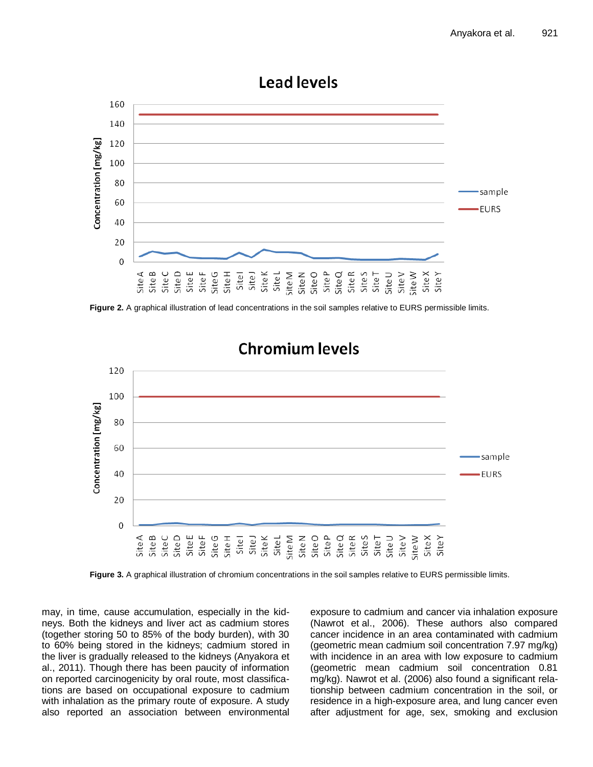**Figure 2.** A graphical illustration of lead concentrations in the soil samples relative to EURS permissible limits.

**Figure 3.** A graphical illustration of chromium concentrations in the soil samples relative to EURS permissible limits.

may, in time, cause accumulation, especially in the kidneys. Both the kidneys and liver act as cadmium stores (together storing 50 to 85% of the body burden), with 30 to 60% being stored in the kidneys; cadmium stored in the liver is gradually released to the kidneys (Anyakora et al., 2011). Though there has been paucity of information on reported carcinogenicity by oral route, most classifications are based on occupational exposure to cadmium with inhalation as the primary route of exposure. A study also reported an association between environmental exposure to cadmium and cancer via inhalation exposure (Nawrot et al., 2006). These authors also compared cancer incidence in an area contaminated with cadmium (geometric mean cadmium soil concentration 7.97 mg/kg) with incidence in an area with low exposure to cadmium (geometric mean cadmium soil concentration 0.81 mg/kg). Nawrot et al. (2006) also found a significant relationship between cadmium concentration in the soil, or residence in a high-exposure area, and lung cancer even after adjustment for age, sex, smoking and exclusion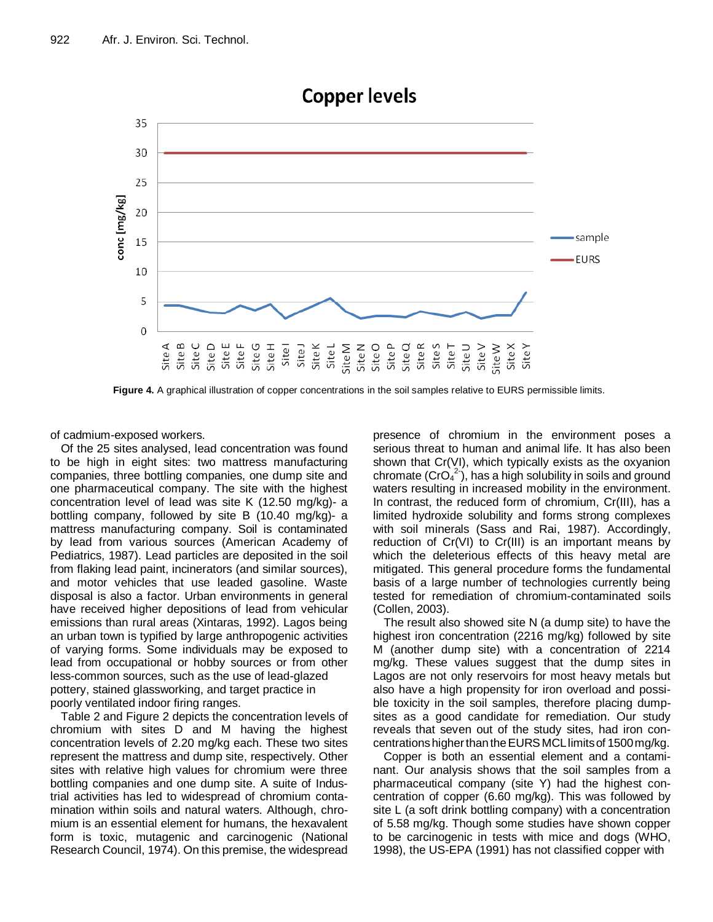**Figure 4.** A graphical illustration of copper concentrations in the soil samples relative to EURS permissible limits.

of cadmium-exposed workers.

Of the 25 sites analysed, lead concentration was found to be high in eight sites: two mattress manufacturing companies, three bottling companies, one dump site and one pharmaceutical company. The site with the highest concentration level of lead was site K (12.50 mg/kg)- a bottling company, followed by site B (10.40 mg/kg)- a mattress manufacturing company. Soil is contaminated by lead from various sources (American Academy of Pediatrics, 1987). Lead particles are deposited in the soil from flaking lead paint, incinerators (and similar sources), and motor vehicles that use leaded gasoline. Waste disposal is also a factor. Urban environments in general have received higher depositions of lead from vehicular emissions than rural areas (Xintaras, 1992). Lagos being an urban town is typified by large anthropogenic activities of varying forms. Some individuals may be exposed to lead from occupational or hobby sources or from other less-common sources, such as the use of lead-glazed pottery, stained glassworking, and target practice in poorly ventilated indoor firing ranges.

Table 2 and Figure 2 depicts the concentration levels of chromium with sites D and M having the highest concentration levels of 2.20 mg/kg each. These two sites represent the mattress and dump site, respectively. Other sites with relative high values for chromium were three bottling companies and one dump site. A suite of Industrial activities has led to widespread of chromium contamination within soils and natural waters. Although, chromium is an essential element for humans, the hexavalent form is toxic, mutagenic and carcinogenic (National Research Council, 1974). On this premise, the widespread presence of chromium in the environment poses a serious threat to human and animal life. It has also been shown that Cr(VI), which typically exists as the oxyanion chromate ($CrO_4^{2-}$), has a high solubility in soils and ground waters resulting in increased mobility in the environment. In contrast, the reduced form of chromium, Cr(III), has a limited hydroxide solubility and forms strong complexes with soil minerals (Sass and Rai, 1987). Accordingly, reduction of Cr(VI) to Cr(III) is an important means by which the deleterious effects of this heavy metal are mitigated. This general procedure forms the fundamental basis of a large number of technologies currently being tested for remediation of chromium-contaminated soils (Collen, 2003).

The result also showed site N (a dump site) to have the highest iron concentration (2216 mg/kg) followed by site M (another dump site) with a concentration of 2214 mg/kg. These values suggest that the dump sites in Lagos are not only reservoirs for most heavy metals but also have a high propensity for iron overload and possible toxicity in the soil samples, therefore placing dump-sites as a good candidate for remediation. Our study reveals that seven out of the study sites, had iron concentrations higher than the EURS MCL limits of 1500 mg/kg.

Copper is both an essential element and a contaminant. Our analysis shows that the soil samples from a pharmaceutical company (site Y) had the highest concentration of copper (6.60 mg/kg). This was followed by site L (a soft drink bottling company) with a concentration of 5.58 mg/kg. Though some studies have shown copper to be carcinogenic in tests with mice and dogs (WHO, 1998), the US-EPA (1991) has not classified copper with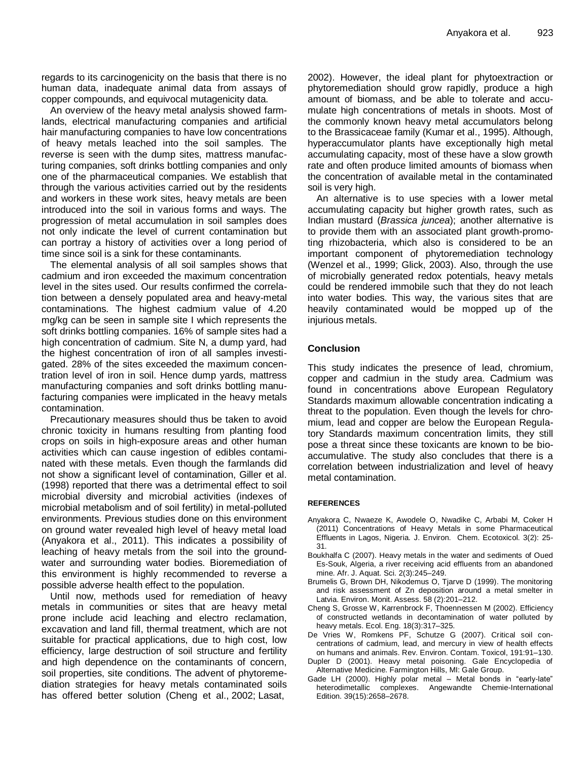regards to its carcinogenicity on the basis that there is no human data, inadequate animal data from assays of copper compounds, and equivocal mutagenicity data.

An overview of the heavy metal analysis showed farmlands, electrical manufacturing companies and artificial hair manufacturing companies to have low concentrations of heavy metals leached into the soil samples. The reverse is seen with the dump sites, mattress manufacturing companies, soft drinks bottling companies and only one of the pharmaceutical companies. We establish that through the various activities carried out by the residents and workers in these work sites, heavy metals are been introduced into the soil in various forms and ways. The progression of metal accumulation in soil samples does not only indicate the level of current contamination but can portray a history of activities over a long period of time since soil is a sink for these contaminants.

The elemental analysis of all soil samples shows that cadmium and iron exceeded the maximum concentration level in the sites used. Our results confirmed the correlation between a densely populated area and heavy-metal contaminations. The highest cadmium value of 4.20 mg/kg can be seen in sample site I which represents the soft drinks bottling companies. 16% of sample sites had a high concentration of cadmium. Site N, a dump yard, had the highest concentration of iron of all samples investigated. 28% of the sites exceeded the maximum concentration level of iron in soil. Hence dump yards, mattress manufacturing companies and soft drinks bottling manufacturing companies were implicated in the heavy metals contamination.

Precautionary measures should thus be taken to avoid chronic toxicity in humans resulting from planting food crops on soils in high-exposure areas and other human activities which can cause ingestion of edibles contaminated with these metals. Even though the farmlands did not show a significant level of contamination, Giller et al. (1998) reported that there was a detrimental effect to soil microbial diversity and microbial activities (indexes of microbial metabolism and of soil fertility) in metal-polluted environments. Previous studies done on this environment on ground water revealed high level of heavy metal load (Anyakora et al., 2011). This indicates a possibility of leaching of heavy metals from the soil into the groundwater and surrounding water bodies. Bioremediation of this environment is highly recommended to reverse a possible adverse health effect to the population.

Until now, methods used for remediation of heavy metals in communities or sites that are heavy metal prone include acid leaching and electro reclamation, excavation and land fill, thermal treatment, which are not suitable for practical applications, due to high cost, low efficiency, large destruction of soil structure and fertility and high dependence on the contaminants of concern, soil properties, site conditions. The advent of phytoremediation strategies for heavy metals contaminated soils has offered better solution (Cheng et al., 2002; Lasat, 2002). However, the ideal plant for phytoextraction or phytoremediation should grow rapidly, produce a high amount of biomass, and be able to tolerate and accumulate high concentrations of metals in shoots. Most of the commonly known heavy metal accumulators belong to the Brassicaceae family (Kumar et al., 1995). Although, hyperaccumulator plants have exceptionally high metal accumulating capacity, most of these have a slow growth rate and often produce limited amounts of biomass when the concentration of available metal in the contaminated soil is very high.

An alternative is to use species with a lower metal accumulating capacity but higher growth rates, such as Indian mustard (*Brassica juncea*); another alternative is to provide them with an associated plant growth-promoting rhizobacteria, which also is considered to be an important component of phytoremediation technology (Wenzel et al., 1999; Glick, 2003). Also, through the use of microbially generated redox potentials, heavy metals could be rendered immobile such that they do not leach into water bodies. This way, the various sites that are heavily contaminated would be mopped up of the injurious metals.

## Conclusion

This study indicates the presence of lead, chromium, copper and cadmiun in the study area. Cadmium was found in concentrations above European Regulatory Standards maximum allowable concentration indicating a threat to the population. Even though the levels for chromium, lead and copper are below the European Regulatory Standards maximum concentration limits, they still pose a threat since these toxicants are known to be bioaccumulative. The study also concludes that there is a correlation between industrialization and level of heavy metal contamination.

## REFERENCES

Anyakora C, Nwaeze K, Awodele O, Nwadike C, Arbabi M, Coker H (2011) Concentrations of Heavy Metals in some Pharmaceutical Effluents in Lagos, Nigeria. J. Environ. Chem. Ecotoxicol. 3(2): 25-31.

Boukhalfa C (2007). Heavy metals in the water and sediments of Oued Es-Souk, Algeria, a river receiving acid effluents from an abandoned mine. Afr. J. Aquat. Sci. 2(3):245–249.

Brumelis G, Brown DH, Nikodemus O, Tjarve D (1999). The monitoring and risk assessment of Zn deposition around a metal smelter in Latvia. Environ. Monit. Assess. 58 (2):201–212.

Cheng S, Grosse W, Karrenbrock F, Thoennessen M (2002). Efficiency of constructed wetlands in decontamination of water polluted by heavy metals. Ecol. Eng. 18(3):317–325.

De Vries W, Romkens PF, Schutze G (2007). Critical soil concentrations of cadmium, lead, and mercury in view of health effects on humans and animals. Rev. Environ. Contam. Toxicol, 191:91–130.

Dupler D (2001). Heavy metal poisoning. Gale Encyclopedia of Alternative Medicine. Farmington Hills, MI: Gale Group.

Gade LH (2000). Highly polar metal – Metal bonds in "early-late" heterodimetallic complexes. Angewandte Chemie-International Edition. 39(15):2658–2678.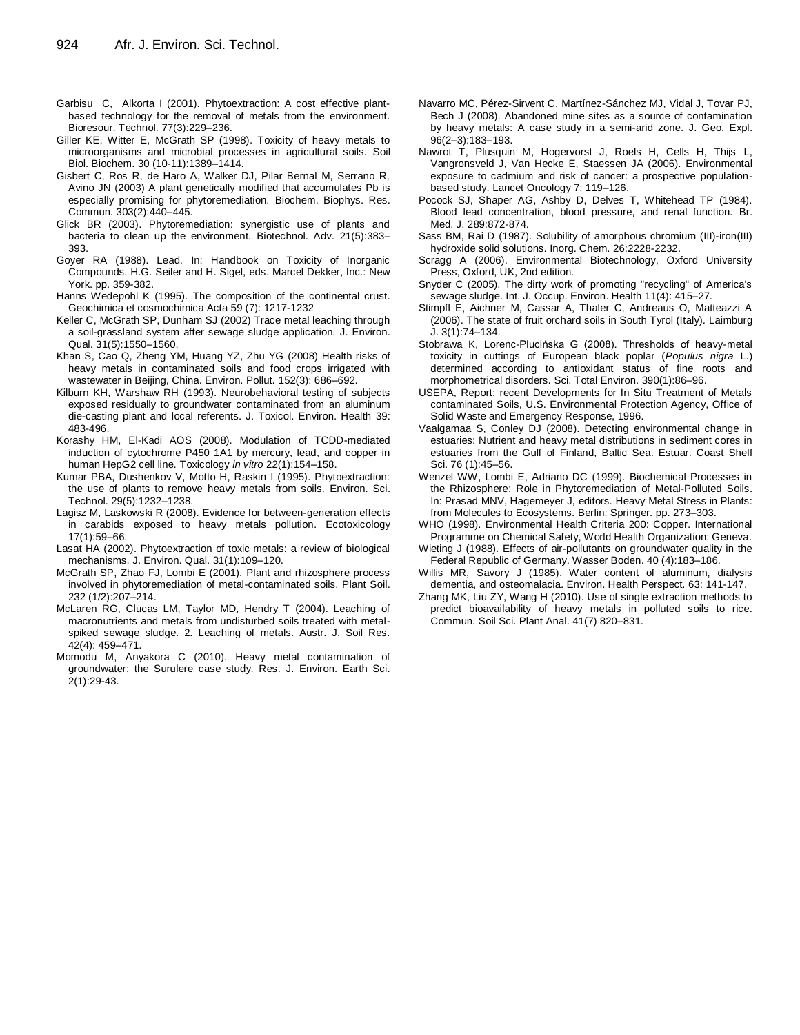Garbisu C, Alkorta I (2001). Phytoextraction: A cost effective plant-based technology for the removal of metals from the environment. Bioresour. Technol. 77(3):229–236.

Giller KE, Witter E, McGrath SP (1998). Toxicity of heavy metals to microorganisms and microbial processes in agricultural soils. Soil Biol. Biochem. 30 (10-11):1389–1414.

Gisbert C, Ros R, de Haro A, Walker DJ, Pilar Bernal M, Serrano R, Avino JN (2003) A plant genetically modified that accumulates Pb is especially promising for phytoremediation. Biochem. Biophys. Res. Commun. 303(2):440–445.

Glick BR (2003). Phytoremediation: synergistic use of plants and bacteria to clean up the environment. Biotechnol. Adv. 21(5):383–393.

Goyer RA (1988). Lead. In: Handbook on Toxicity of Inorganic Compounds. H.G. Seiler and H. Sigel, eds. Marcel Dekker, Inc.: New York. pp. 359-382.

Hanns Wedepohl K (1995). The composition of the continental crust. Geochimica et cosmochimica Acta 59 (7): 1217-1232

Keller C, McGrath SP, Dunham SJ (2002) Trace metal leaching through a soil-grassland system after sewage sludge application. J. Environ. Qual. 31(5):1550–1560.

Khan S, Cao Q, Zheng YM, Huang YZ, Zhu YG (2008) Health risks of heavy metals in contaminated soils and food crops irrigated with wastewater in Beijing, China. Environ. Pollut. 152(3): 686–692.

Kilburn KH, Warshaw RH (1993). Neurobehavioral testing of subjects exposed residually to groundwater contaminated from an aluminum die-casting plant and local referents. J. Toxicol. Environ. Health 39: 483-496.

Korashy HM, El-Kadi AOS (2008). Modulation of TCDD-mediated induction of cytochrome P450 1A1 by mercury, lead, and copper in human HepG2 cell line. Toxicology *in vitro* 22(1):154–158.

Kumar PBA, Dushenkov V, Motto H, Raskin I (1995). Phytoextraction: the use of plants to remove heavy metals from soils. Environ. Sci. Technol. 29(5):1232–1238.

Lagisz M, Laskowski R (2008). Evidence for between-generation effects in carabids exposed to heavy metals pollution. Ecotoxicology 17(1):59–66.

Lasat HA (2002). Phytoextraction of toxic metals: a review of biological mechanisms. J. Environ. Qual. 31(1):109–120.

McGrath SP, Zhao FJ, Lombi E (2001). Plant and rhizosphere process involved in phytoremediation of metal-contaminated soils. Plant Soil. 232 (1/2):207–214.

McLaren RG, Clucas LM, Taylor MD, Hendry T (2004). Leaching of macronutrients and metals from undisturbed soils treated with metal-spiked sewage sludge. 2. Leaching of metals. Austr. J. Soil Res. 42(4): 459–471.

Momodu M, Anyakora C (2010). Heavy metal contamination of groundwater: the Surulere case study. Res. J. Environ. Earth Sci. 2(1):29-43.

Navarro MC, Pérez-Sirvent C, Martínez-Sánchez MJ, Vidal J, Tovar PJ, Bech J (2008). Abandoned mine sites as a source of contamination by heavy metals: A case study in a semi-arid zone. J. Geo. Expl. 96(2–3):183–193.

Nawrot T, Plusquin M, Hogervorst J, Roels H, Cells H, Thijs L, Vangronsveld J, Van Hecke E, Staessen JA (2006). Environmental exposure to cadmium and risk of cancer: a prospective population-based study. Lancet Oncology 7: 119–126.

Pocock SJ, Shaper AG, Ashby D, Delves T, Whitehead TP (1984). Blood lead concentration, blood pressure, and renal function. Br. Med. J. 289:872-874.

Sass BM, Rai D (1987). Solubility of amorphous chromium (III)-iron(III) hydroxide solid solutions. Inorg. Chem. 26:2228-2232.

Scragg A (2006). Environmental Biotechnology, Oxford University Press, Oxford, UK, 2nd edition.

Snyder C (2005). The dirty work of promoting "recycling" of America's sewage sludge. Int. J. Occup. Environ. Health 11(4): 415–27.

Stimpfl E, Aichner M, Cassar A, Thaler C, Andreaus O, Matteazzi A (2006). The state of fruit orchard soils in South Tyrol (Italy). Laimburg J. 3(1):74–134.

Stobrawa K, Lorenc-Plucińska G (2008). Thresholds of heavy-metal toxicity in cuttings of European black poplar (*Populus nigra* L.) determined according to antioxidant status of fine roots and morphometrical disorders. Sci. Total Environ. 390(1):86–96.

USEPA, Report: recent Developments for In Situ Treatment of Metals contaminated Soils, U.S. Environmental Protection Agency, Office of Solid Waste and Emergency Response, 1996.

Vaalgamaa S, Conley DJ (2008). Detecting environmental change in estuaries: Nutrient and heavy metal distributions in sediment cores in estuaries from the Gulf of Finland, Baltic Sea. Estuar. Coast Shelf Sci. 76 (1):45–56.

Wenzel WW, Lombi E, Adriano DC (1999). Biochemical Processes in the Rhizosphere: Role in Phytoremediation of Metal-Polluted Soils. In: Prasad MNV, Hagemeyer J, editors. Heavy Metal Stress in Plants: from Molecules to Ecosystems. Berlin: Springer. pp. 273–303.

WHO (1998). Environmental Health Criteria 200: Copper. International Programme on Chemical Safety, World Health Organization: Geneva.

Wieting J (1988). Effects of air-pollutants on groundwater quality in the Federal Republic of Germany. Wasser Boden. 40 (4):183–186.

Willis MR, Savory J (1985). Water content of aluminum, dialysis dementia, and osteomalacia. Environ. Health Perspect. 63: 141-147.

Zhang MK, Liu ZY, Wang H (2010). Use of single extraction methods to predict bioavailability of heavy metals in polluted soils to rice. Commun. Soil Sci. Plant Anal. 41(7) 820–831.